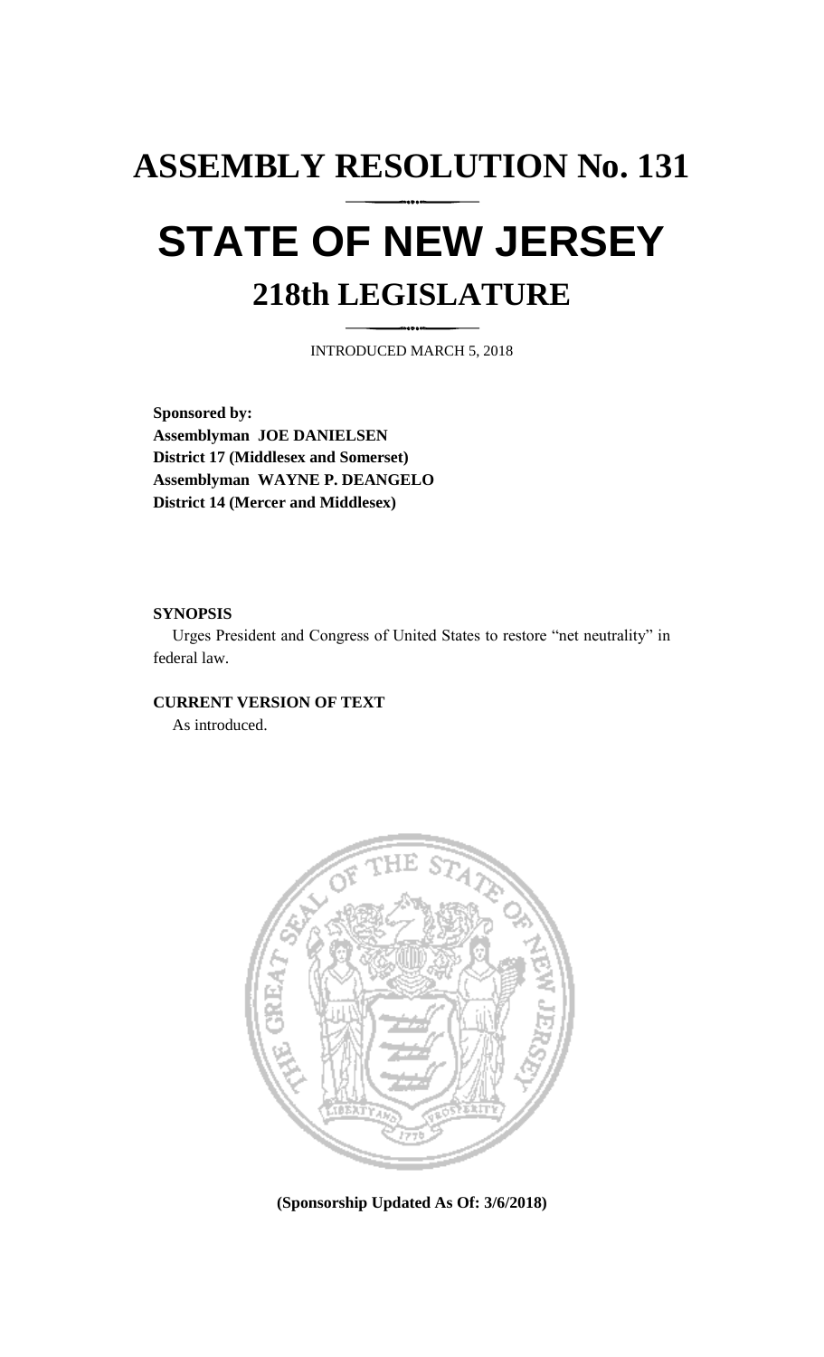# ASSEMBLY RESOLUTION No. 131

# STATE OF NEW JERSEY

## 218th LEGISLATURE

INTRODUCED MARCH 5, 2018

**Sponsored by:**
**Assemblyman JOE DANIELSEN**
**District 17 (Middlesex and Somerset)**
**Assemblyman WAYNE P. DEANGELO**
**District 14 (Mercer and Middlesex)**

**SYNOPSIS**

Urges President and Congress of United States to restore "net neutrality" in federal law.

**CURRENT VERSION OF TEXT**

As introduced.

**(Sponsorship Updated As Of: 3/6/2018)**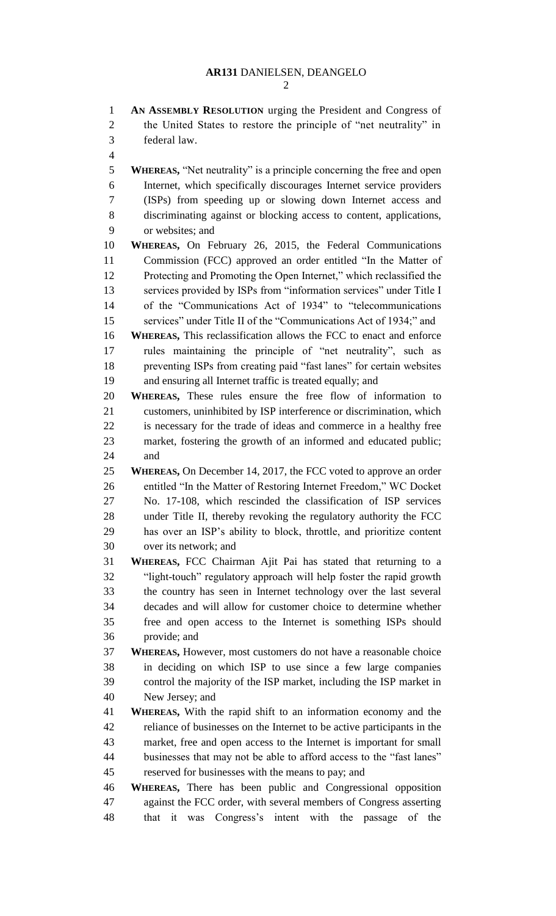**AN ASSEMBLY RESOLUTION** urging the President and Congress of the United States to restore the principle of "net neutrality" in federal law.

**WHEREAS,** "Net neutrality" is a principle concerning the free and open Internet, which specifically discourages Internet service providers (ISPs) from speeding up or slowing down Internet access and discriminating against or blocking access to content, applications, or websites; and

**WHEREAS,** On February 26, 2015, the Federal Communications Commission (FCC) approved an order entitled "In the Matter of Protecting and Promoting the Open Internet," which reclassified the services provided by ISPs from "information services" under Title I of the "Communications Act of 1934" to "telecommunications services" under Title II of the "Communications Act of 1934;" and

**WHEREAS,** This reclassification allows the FCC to enact and enforce rules maintaining the principle of "net neutrality", such as preventing ISPs from creating paid "fast lanes" for certain websites and ensuring all Internet traffic is treated equally; and

**WHEREAS,** These rules ensure the free flow of information to customers, uninhibited by ISP interference or discrimination, which is necessary for the trade of ideas and commerce in a healthy free market, fostering the growth of an informed and educated public; and

**WHEREAS,** On December 14, 2017, the FCC voted to approve an order entitled "In the Matter of Restoring Internet Freedom," WC Docket No. 17-108, which rescinded the classification of ISP services under Title II, thereby revoking the regulatory authority the FCC has over an ISP's ability to block, throttle, and prioritize content over its network; and

**WHEREAS,** FCC Chairman Ajit Pai has stated that returning to a "light-touch" regulatory approach will help foster the rapid growth the country has seen in Internet technology over the last several decades and will allow for customer choice to determine whether free and open access to the Internet is something ISPs should provide; and

**WHEREAS,** However, most customers do not have a reasonable choice in deciding on which ISP to use since a few large companies control the majority of the ISP market, including the ISP market in New Jersey; and

**WHEREAS,** With the rapid shift to an information economy and the reliance of businesses on the Internet to be active participants in the market, free and open access to the Internet is important for small businesses that may not be able to afford access to the "fast lanes" reserved for businesses with the means to pay; and

**WHEREAS,** There has been public and Congressional opposition against the FCC order, with several members of Congress asserting that it was Congress's intent with the passage of the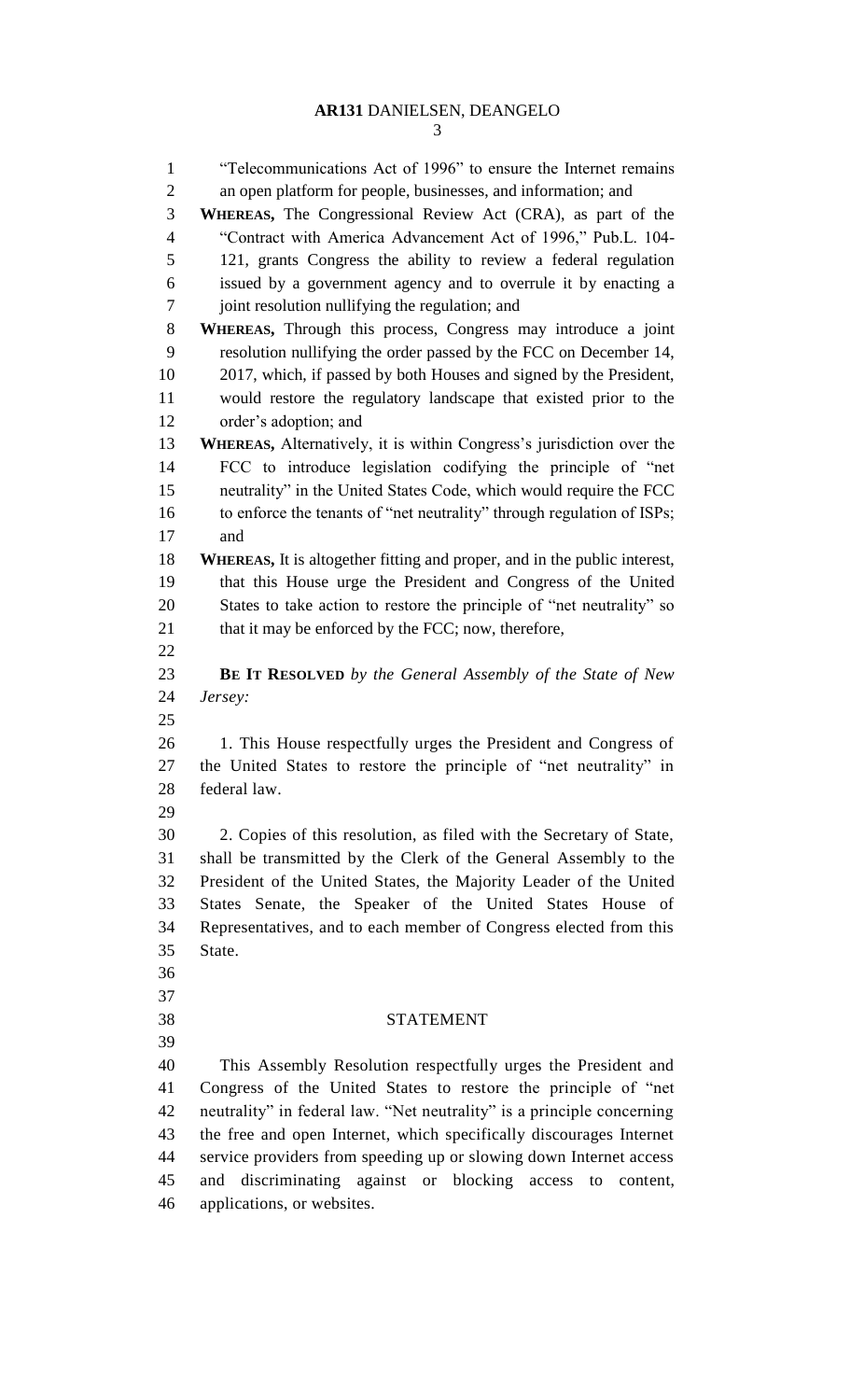"Telecommunications Act of 1996" to ensure the Internet remains an open platform for people, businesses, and information; and

**WHEREAS,** The Congressional Review Act (CRA), as part of the "Contract with America Advancement Act of 1996," Pub.L. 104-121, grants Congress the ability to review a federal regulation issued by a government agency and to overrule it by enacting a joint resolution nullifying the regulation; and

**WHEREAS,** Through this process, Congress may introduce a joint resolution nullifying the order passed by the FCC on December 14, 2017, which, if passed by both Houses and signed by the President, would restore the regulatory landscape that existed prior to the order's adoption; and

**WHEREAS,** Alternatively, it is within Congress's jurisdiction over the FCC to introduce legislation codifying the principle of "net neutrality" in the United States Code, which would require the FCC to enforce the tenants of "net neutrality" through regulation of ISPs; and

**WHEREAS,** It is altogether fitting and proper, and in the public interest, that this House urge the President and Congress of the United States to take action to restore the principle of "net neutrality" so that it may be enforced by the FCC; now, therefore,

**BE IT RESOLVED** *by the General Assembly of the State of New Jersey:*

1. This House respectfully urges the President and Congress of the United States to restore the principle of "net neutrality" in federal law.

2. Copies of this resolution, as filed with the Secretary of State, shall be transmitted by the Clerk of the General Assembly to the President of the United States, the Majority Leader of the United States Senate, the Speaker of the United States House of Representatives, and to each member of Congress elected from this State.

## STATEMENT

This Assembly Resolution respectfully urges the President and Congress of the United States to restore the principle of "net neutrality" in federal law. "Net neutrality" is a principle concerning the free and open Internet, which specifically discourages Internet service providers from speeding up or slowing down Internet access and discriminating against or blocking access to content, applications, or websites.